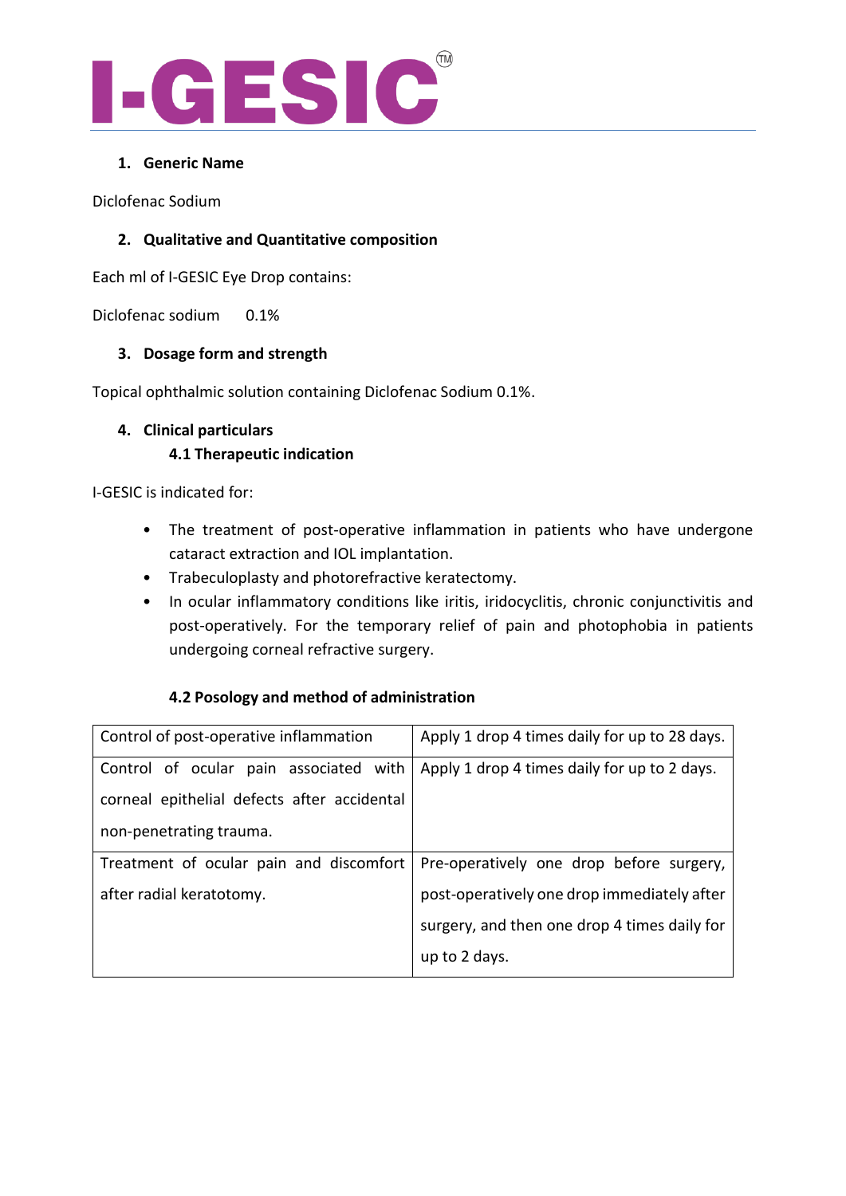# I-GESIC™

## 1. Generic Name

Diclofenac Sodium

## 2. Qualitative and Quantitative composition

Each ml of I-GESIC Eye Drop contains:

Diclofenac sodium 0.1%

## 3. Dosage form and strength

Topical ophthalmic solution containing Diclofenac Sodium 0.1%.

## 4. Clinical particulars

### 4.1 Therapeutic indication

I-GESIC is indicated for:

- The treatment of post-operative inflammation in patients who have undergone cataract extraction and IOL implantation.
- Trabeculoplasty and photorefractive keratectomy.
- In ocular inflammatory conditions like iritis, iridocyclitis, chronic conjunctivitis and post-operatively. For the temporary relief of pain and photophobia in patients undergoing corneal refractive surgery.

### 4.2 Posology and method of administration

| Control of post-operative inflammation | Apply 1 drop 4 times daily for up to 28 days. |
|---|---|
| Control of ocular pain associated with corneal epithelial defects after accidental non-penetrating trauma. | Apply 1 drop 4 times daily for up to 2 days. |
| Treatment of ocular pain and discomfort after radial keratotomy. | Pre-operatively one drop before surgery, post-operatively one drop immediately after surgery, and then one drop 4 times daily for up to 2 days. |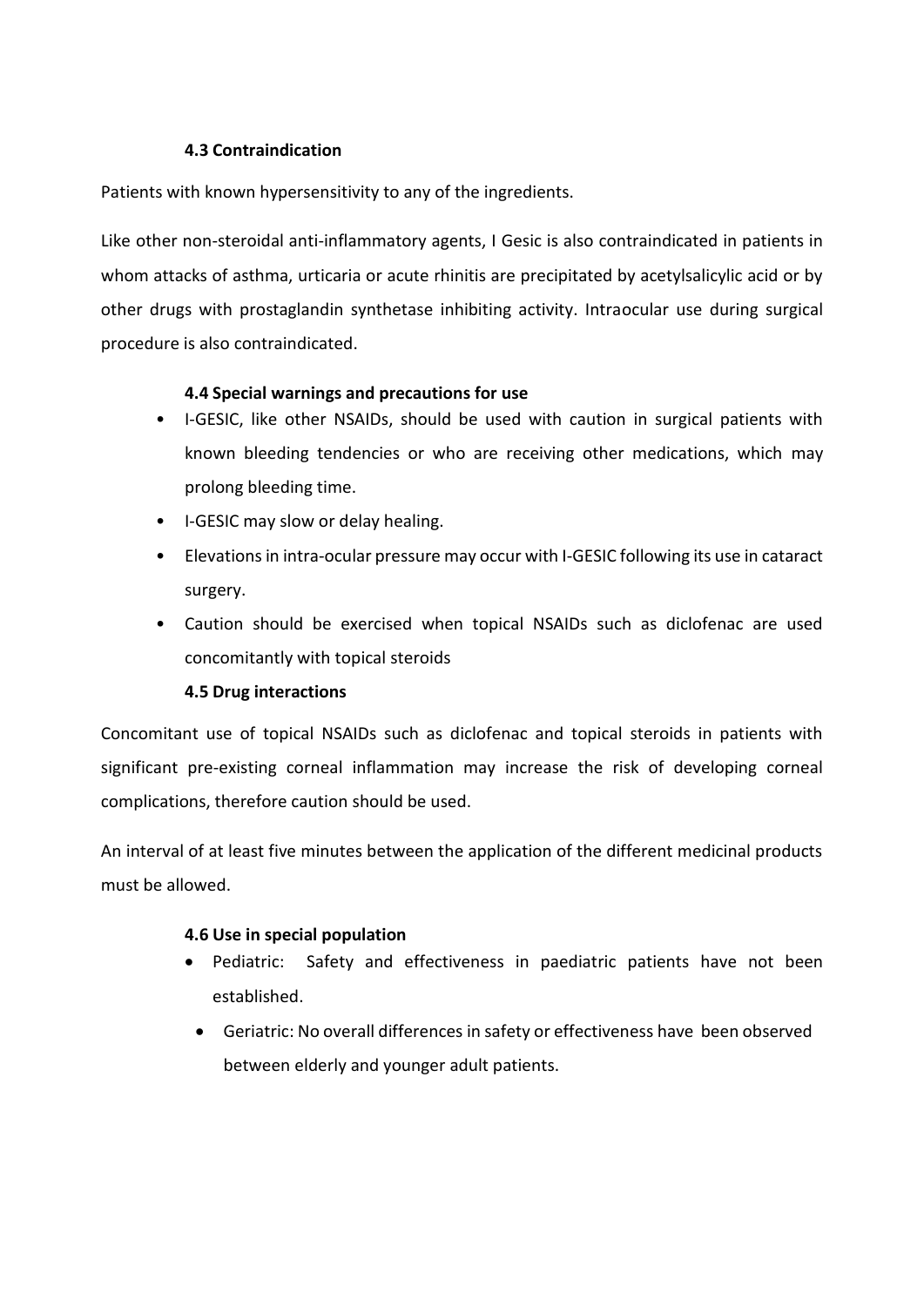### 4.3 Contraindication

Patients with known hypersensitivity to any of the ingredients.

Like other non-steroidal anti-inflammatory agents, I Gesic is also contraindicated in patients in whom attacks of asthma, urticaria or acute rhinitis are precipitated by acetylsalicylic acid or by other drugs with prostaglandin synthetase inhibiting activity. Intraocular use during surgical procedure is also contraindicated.

### 4.4 Special warnings and precautions for use

- I-GESIC, like other NSAIDs, should be used with caution in surgical patients with known bleeding tendencies or who are receiving other medications, which may prolong bleeding time.
- I-GESIC may slow or delay healing.
- Elevations in intra-ocular pressure may occur with I-GESIC following its use in cataract surgery.
- Caution should be exercised when topical NSAIDs such as diclofenac are used concomitantly with topical steroids

### 4.5 Drug interactions

Concomitant use of topical NSAIDs such as diclofenac and topical steroids in patients with significant pre-existing corneal inflammation may increase the risk of developing corneal complications, therefore caution should be used.

An interval of at least five minutes between the application of the different medicinal products must be allowed.

### 4.6 Use in special population

- Pediatric: Safety and effectiveness in paediatric patients have not been established.
- Geriatric: No overall differences in safety or effectiveness have been observed between elderly and younger adult patients.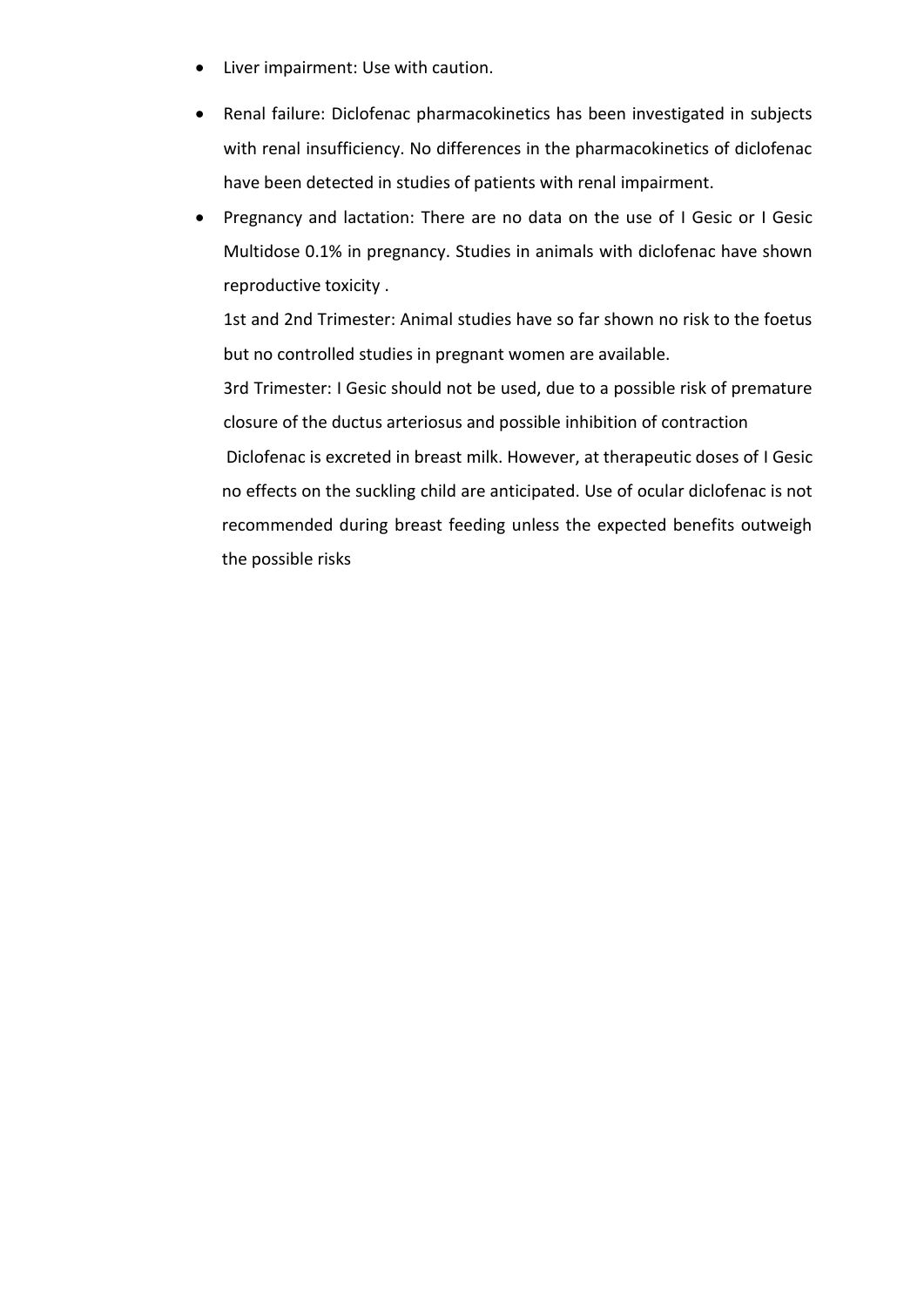- Liver impairment: Use with caution.
- Renal failure: Diclofenac pharmacokinetics has been investigated in subjects with renal insufficiency. No differences in the pharmacokinetics of diclofenac have been detected in studies of patients with renal impairment.
- Pregnancy and lactation: There are no data on the use of I Gesic or I Gesic Multidose 0.1% in pregnancy. Studies in animals with diclofenac have shown reproductive toxicity .

  1st and 2nd Trimester: Animal studies have so far shown no risk to the foetus but no controlled studies in pregnant women are available.

  3rd Trimester: I Gesic should not be used, due to a possible risk of premature closure of the ductus arteriosus and possible inhibition of contraction

  Diclofenac is excreted in breast milk. However, at therapeutic doses of I Gesic no effects on the suckling child are anticipated. Use of ocular diclofenac is not recommended during breast feeding unless the expected benefits outweigh the possible risks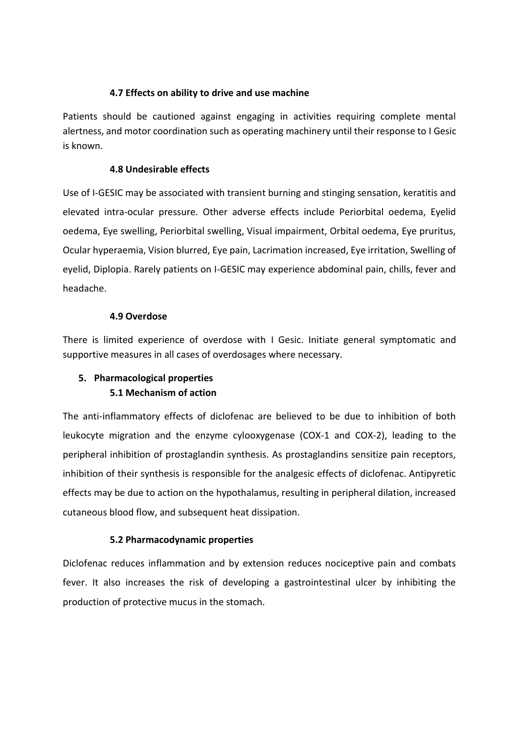### 4.7 Effects on ability to drive and use machine

Patients should be cautioned against engaging in activities requiring complete mental alertness, and motor coordination such as operating machinery until their response to I Gesic is known.

### 4.8 Undesirable effects

Use of I-GESIC may be associated with transient burning and stinging sensation, keratitis and elevated intra-ocular pressure. Other adverse effects include Periorbital oedema, Eyelid oedema, Eye swelling, Periorbital swelling, Visual impairment, Orbital oedema, Eye pruritus, Ocular hyperaemia, Vision blurred, Eye pain, Lacrimation increased, Eye irritation, Swelling of eyelid, Diplopia. Rarely patients on I-GESIC may experience abdominal pain, chills, fever and headache.

### 4.9 Overdose

There is limited experience of overdose with I Gesic. Initiate general symptomatic and supportive measures in all cases of overdosages where necessary.

## 5. Pharmacological properties

### 5.1 Mechanism of action

The anti-inflammatory effects of diclofenac are believed to be due to inhibition of both leukocyte migration and the enzyme cylooxygenase (COX-1 and COX-2), leading to the peripheral inhibition of prostaglandin synthesis. As prostaglandins sensitize pain receptors, inhibition of their synthesis is responsible for the analgesic effects of diclofenac. Antipyretic effects may be due to action on the hypothalamus, resulting in peripheral dilation, increased cutaneous blood flow, and subsequent heat dissipation.

### 5.2 Pharmacodynamic properties

Diclofenac reduces inflammation and by extension reduces nociceptive pain and combats fever. It also increases the risk of developing a gastrointestinal ulcer by inhibiting the production of protective mucus in the stomach.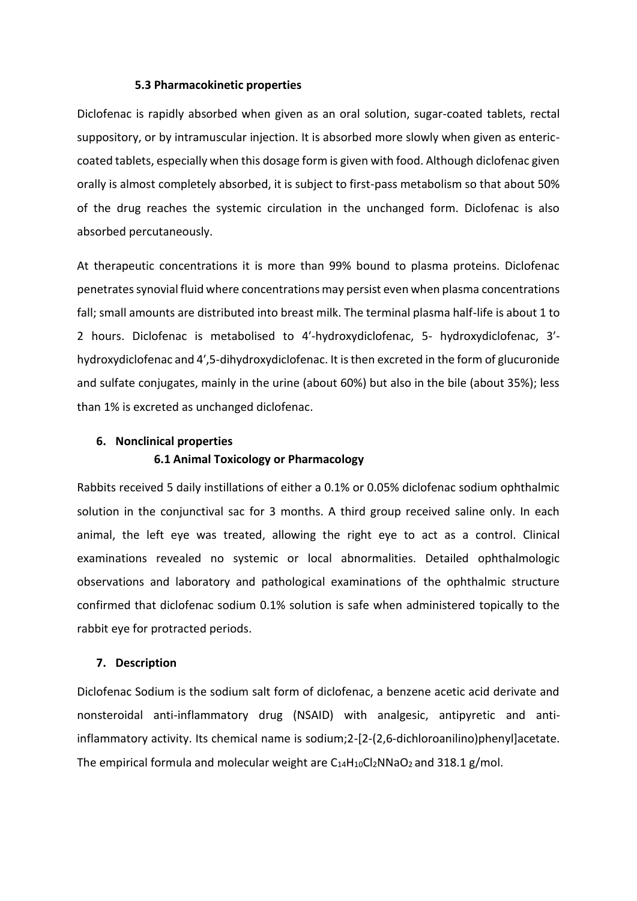### 5.3 Pharmacokinetic properties

Diclofenac is rapidly absorbed when given as an oral solution, sugar-coated tablets, rectal suppository, or by intramuscular injection. It is absorbed more slowly when given as enteric-coated tablets, especially when this dosage form is given with food. Although diclofenac given orally is almost completely absorbed, it is subject to first-pass metabolism so that about 50% of the drug reaches the systemic circulation in the unchanged form. Diclofenac is also absorbed percutaneously.

At therapeutic concentrations it is more than 99% bound to plasma proteins. Diclofenac penetrates synovial fluid where concentrations may persist even when plasma concentrations fall; small amounts are distributed into breast milk. The terminal plasma half-life is about 1 to 2 hours. Diclofenac is metabolised to 4'-hydroxydiclofenac, 5- hydroxydiclofenac, 3'-hydroxydiclofenac and 4',5-dihydroxydiclofenac. It is then excreted in the form of glucuronide and sulfate conjugates, mainly in the urine (about 60%) but also in the bile (about 35%); less than 1% is excreted as unchanged diclofenac.

## 6. Nonclinical properties

### 6.1 Animal Toxicology or Pharmacology

Rabbits received 5 daily instillations of either a 0.1% or 0.05% diclofenac sodium ophthalmic solution in the conjunctival sac for 3 months. A third group received saline only. In each animal, the left eye was treated, allowing the right eye to act as a control. Clinical examinations revealed no systemic or local abnormalities. Detailed ophthalmologic observations and laboratory and pathological examinations of the ophthalmic structure confirmed that diclofenac sodium 0.1% solution is safe when administered topically to the rabbit eye for protracted periods.

## 7. Description

Diclofenac Sodium is the sodium salt form of diclofenac, a benzene acetic acid derivate and nonsteroidal anti-inflammatory drug (NSAID) with analgesic, antipyretic and anti-inflammatory activity. Its chemical name is sodium;2-[2-(2,6-dichloroanilino)phenyl]acetate. The empirical formula and molecular weight are $C_{14}H_{10}Cl_2NNaO_2$ and 318.1 g/mol.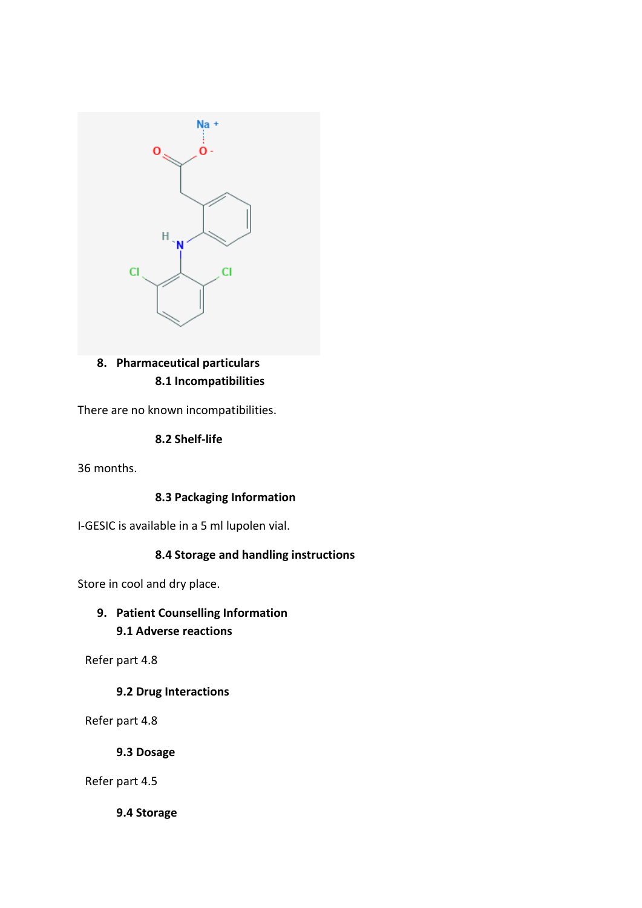## 8. Pharmaceutical particulars

### 8.1 Incompatibilities

There are no known incompatibilities.

### 8.2 Shelf-life

36 months.

### 8.3 Packaging Information

I-GESIC is available in a 5 ml lupolen vial.

### 8.4 Storage and handling instructions

Store in cool and dry place.

## 9. Patient Counselling Information

### 9.1 Adverse reactions

Refer part 4.8

### 9.2 Drug Interactions

Refer part 4.8

### 9.3 Dosage

Refer part 4.5

### 9.4 Storage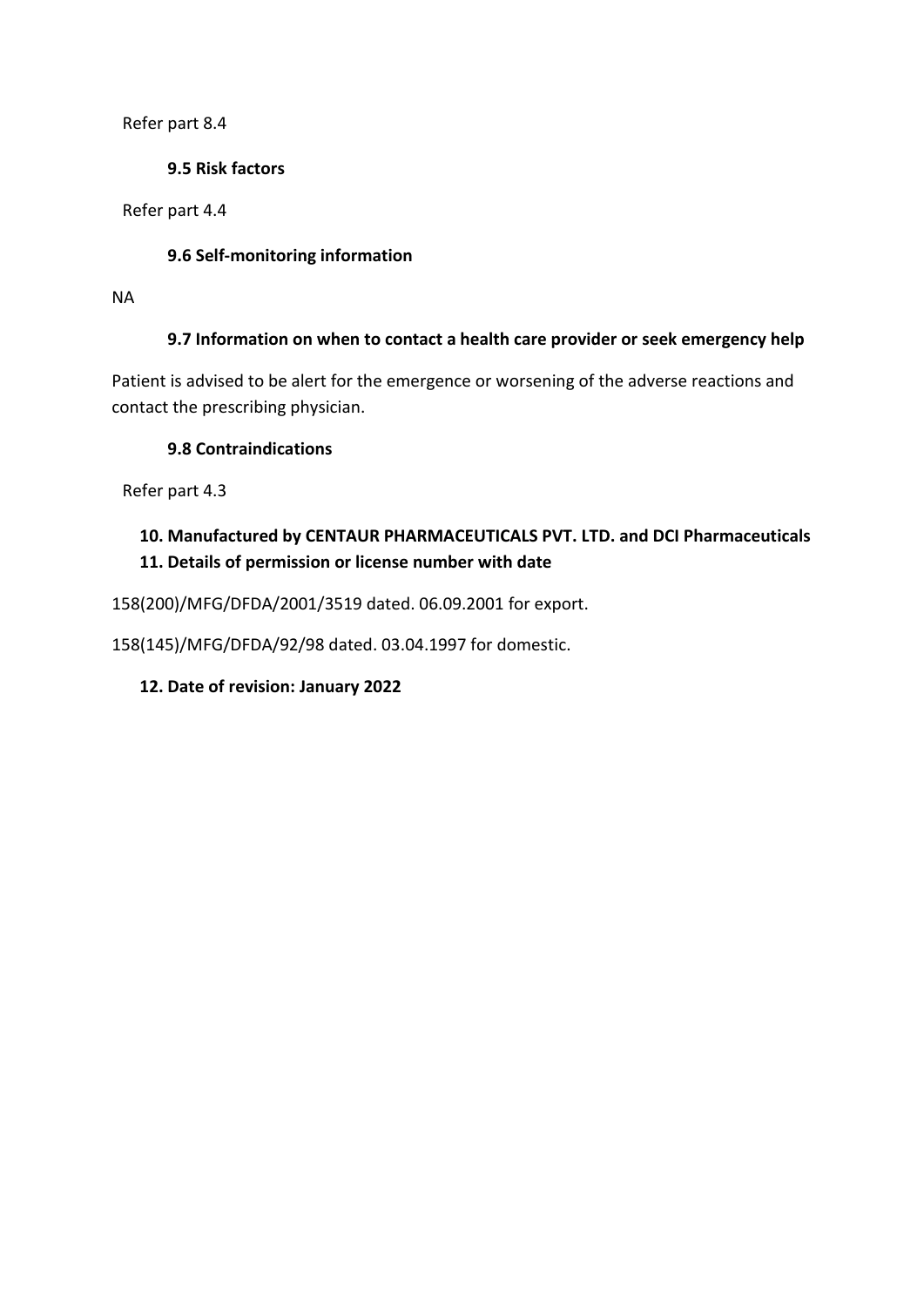Refer part 8.4

### 9.5 Risk factors

Refer part 4.4

### 9.6 Self-monitoring information

NA

### 9.7 Information on when to contact a health care provider or seek emergency help

Patient is advised to be alert for the emergence or worsening of the adverse reactions and contact the prescribing physician.

### 9.8 Contraindications

Refer part 4.3

## 10. Manufactured by CENTAUR PHARMACEUTICALS PVT. LTD. and DCI Pharmaceuticals

## 11. Details of permission or license number with date

158(200)/MFG/DFDA/2001/3519 dated. 06.09.2001 for export.

158(145)/MFG/DFDA/92/98 dated. 03.04.1997 for domestic.

## 12. Date of revision: January 2022